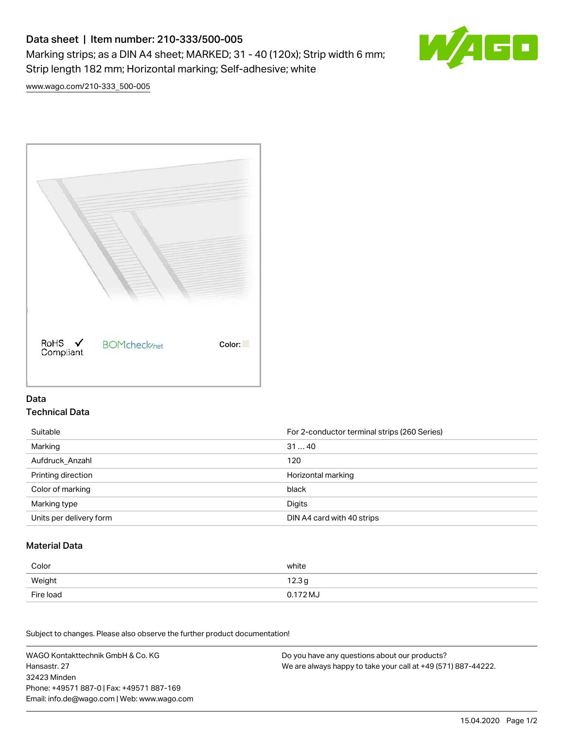# Data sheet | Item number: 210-333/500-005

Marking strips; as a DIN A4 sheet; MARKED; 31 - 40 (120x); Strip width 6 mm; Strip length 182 mm; Horizontal marking; Self-adhesive; white

www.wago.com/210-333_500-005

RoHS Compliant ✓ BOMcheck.net Color:

## Data

### Technical Data

| | |
|---|---|
| Suitable | For 2-conductor terminal strips (260 Series) |
| Marking | 31 … 40 |
| Aufdruck_Anzahl | 120 |
| Printing direction | Horizontal marking |
| Color of marking | black |
| Marking type | Digits |
| Units per delivery form | DIN A4 card with 40 strips |

### Material Data

| | |
|---|---|
| Color | white |
| Weight | 12.3 g |
| Fire load | 0.172 MJ |

Subject to changes. Please also observe the further product documentation!

WAGO Kontakttechnik GmbH & Co. KG
Hansastr. 27
32423 Minden
Phone: +49571 887-0 | Fax: +49571 887-169
Email: info.de@wago.com | Web: www.wago.com

Do you have any questions about our products?
We are always happy to take your call at +49 (571) 887-44222.

15.04.2020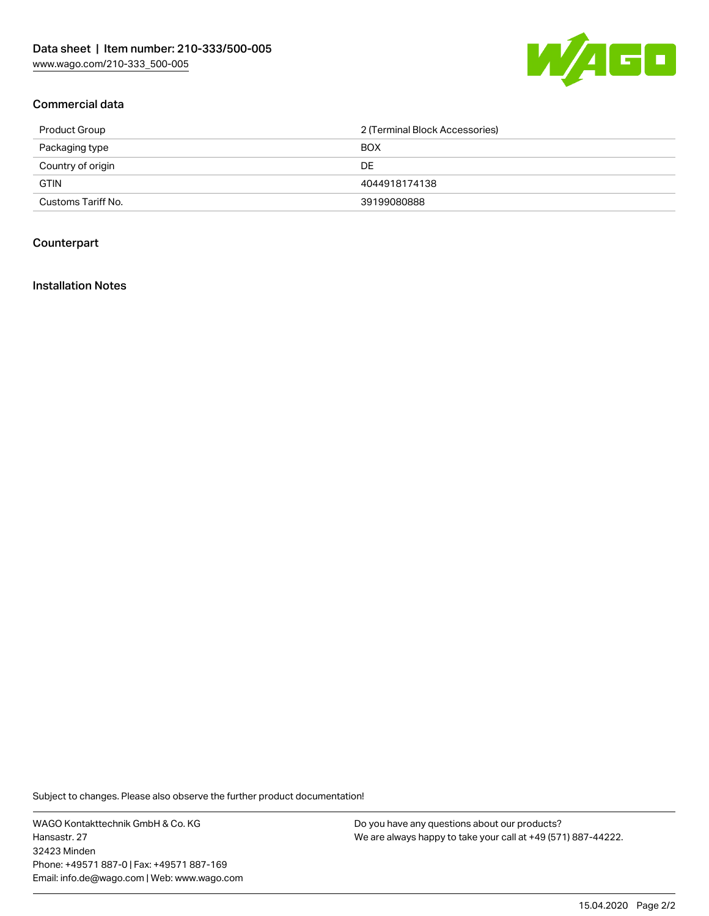## Commercial data

| | |
|---|---|
| Product Group | 2 (Terminal Block Accessories) |
| Packaging type | BOX |
| Country of origin | DE |
| GTIN | 4044918174138 |
| Customs Tariff No. | 39199080888 |

## Counterpart

## Installation Notes

Subject to changes. Please also observe the further product documentation!

WAGO Kontakttechnik GmbH & Co. KG
Hansastr. 27
32423 Minden
Phone: +49571 887-0 | Fax: +49571 887-169
Email: info.de@wago.com | Web: www.wago.com

Do you have any questions about our products?
We are always happy to take your call at +49 (571) 887-44222.

15.04.2020